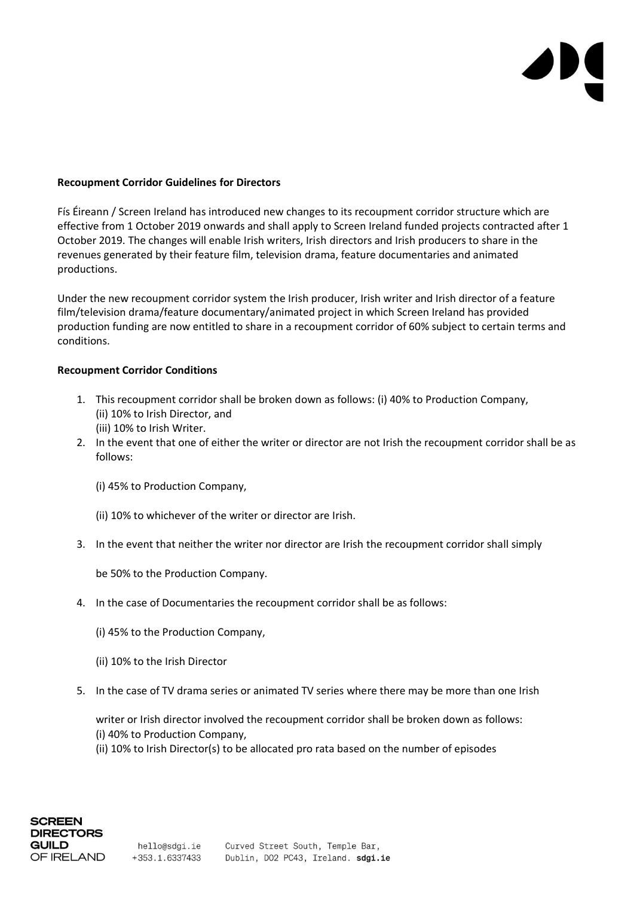**Recoupment Corridor Guidelines for Directors**

Fís Éireann / Screen Ireland has introduced new changes to its recoupment corridor structure which are effective from 1 October 2019 onwards and shall apply to Screen Ireland funded projects contracted after 1 October 2019. The changes will enable Irish writers, Irish directors and Irish producers to share in the revenues generated by their feature film, television drama, feature documentaries and animated productions.

Under the new recoupment corridor system the Irish producer, Irish writer and Irish director of a feature film/television drama/feature documentary/animated project in which Screen Ireland has provided production funding are now entitled to share in a recoupment corridor of 60% subject to certain terms and conditions.

**Recoupment Corridor Conditions**

1. This recoupment corridor shall be broken down as follows: (i) 40% to Production Company,
   (ii) 10% to Irish Director, and
   (iii) 10% to Irish Writer.
2. In the event that one of either the writer or director are not Irish the recoupment corridor shall be as follows:

   (i) 45% to Production Company,

   (ii) 10% to whichever of the writer or director are Irish.

3. In the event that neither the writer nor director are Irish the recoupment corridor shall simply

   be 50% to the Production Company.

4. In the case of Documentaries the recoupment corridor shall be as follows:

   (i) 45% to the Production Company,

   (ii) 10% to the Irish Director

5. In the case of TV drama series or animated TV series where there may be more than one Irish

   writer or Irish director involved the recoupment corridor shall be broken down as follows:
   (i) 40% to Production Company,
   (ii) 10% to Irish Director(s) to be allocated pro rata based on the number of episodes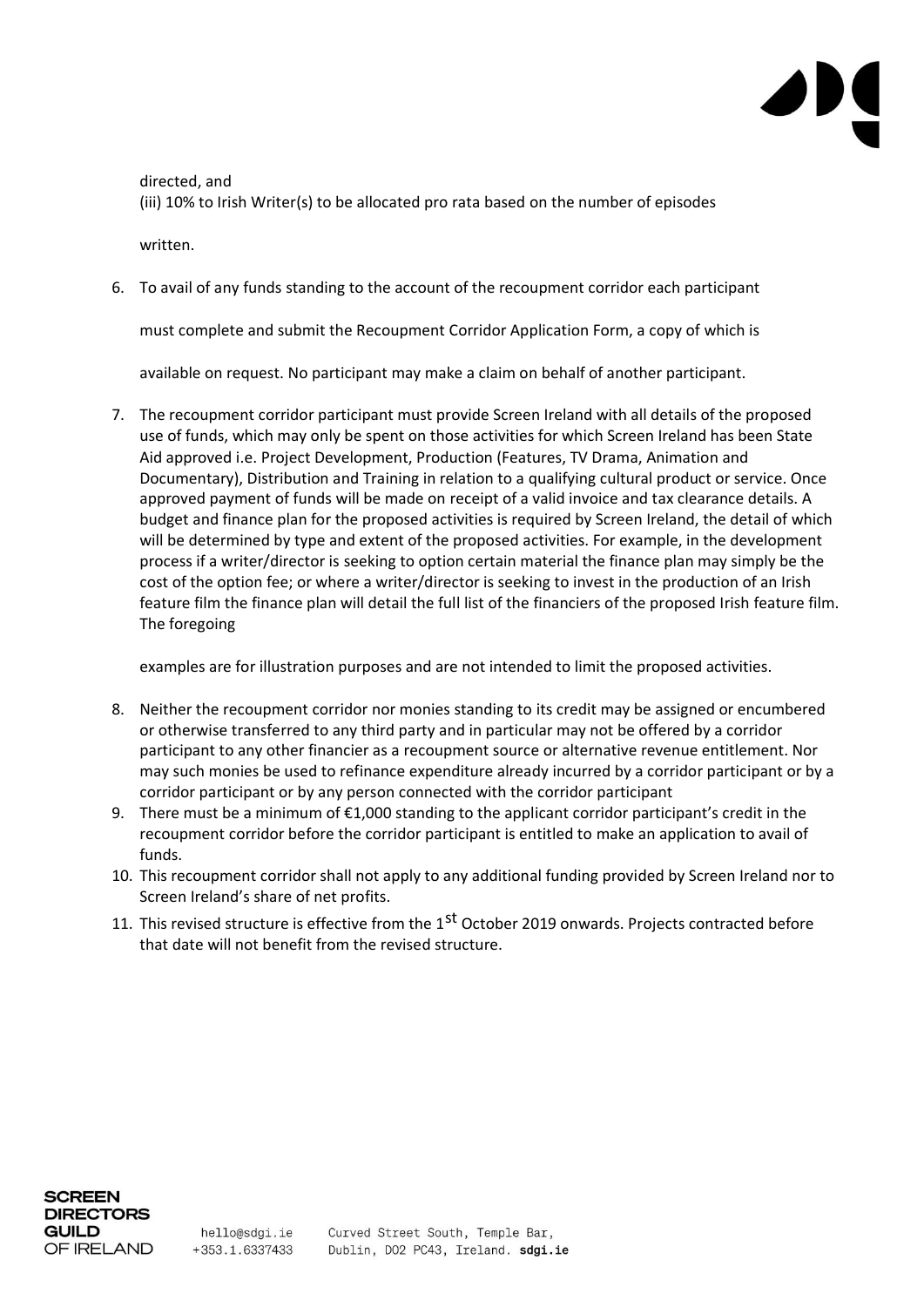directed, and
(iii) 10% to Irish Writer(s) to be allocated pro rata based on the number of episodes

written.

6. To avail of any funds standing to the account of the recoupment corridor each participant must complete and submit the Recoupment Corridor Application Form, a copy of which is available on request. No participant may make a claim on behalf of another participant.

7. The recoupment corridor participant must provide Screen Ireland with all details of the proposed use of funds, which may only be spent on those activities for which Screen Ireland has been State Aid approved i.e. Project Development, Production (Features, TV Drama, Animation and Documentary), Distribution and Training in relation to a qualifying cultural product or service. Once approved payment of funds will be made on receipt of a valid invoice and tax clearance details. A budget and finance plan for the proposed activities is required by Screen Ireland, the detail of which will be determined by type and extent of the proposed activities. For example, in the development process if a writer/director is seeking to option certain material the finance plan may simply be the cost of the option fee; or where a writer/director is seeking to invest in the production of an Irish feature film the finance plan will detail the full list of the financiers of the proposed Irish feature film. The foregoing examples are for illustration purposes and are not intended to limit the proposed activities.

8. Neither the recoupment corridor nor monies standing to its credit may be assigned or encumbered or otherwise transferred to any third party and in particular may not be offered by a corridor participant to any other financier as a recoupment source or alternative revenue entitlement. Nor may such monies be used to refinance expenditure already incurred by a corridor participant or by a corridor participant or by any person connected with the corridor participant
9. There must be a minimum of €1,000 standing to the applicant corridor participant's credit in the recoupment corridor before the corridor participant is entitled to make an application to avail of funds.
10. This recoupment corridor shall not apply to any additional funding provided by Screen Ireland nor to Screen Ireland's share of net profits.
11. This revised structure is effective from the 1st October 2019 onwards. Projects contracted before that date will not benefit from the revised structure.